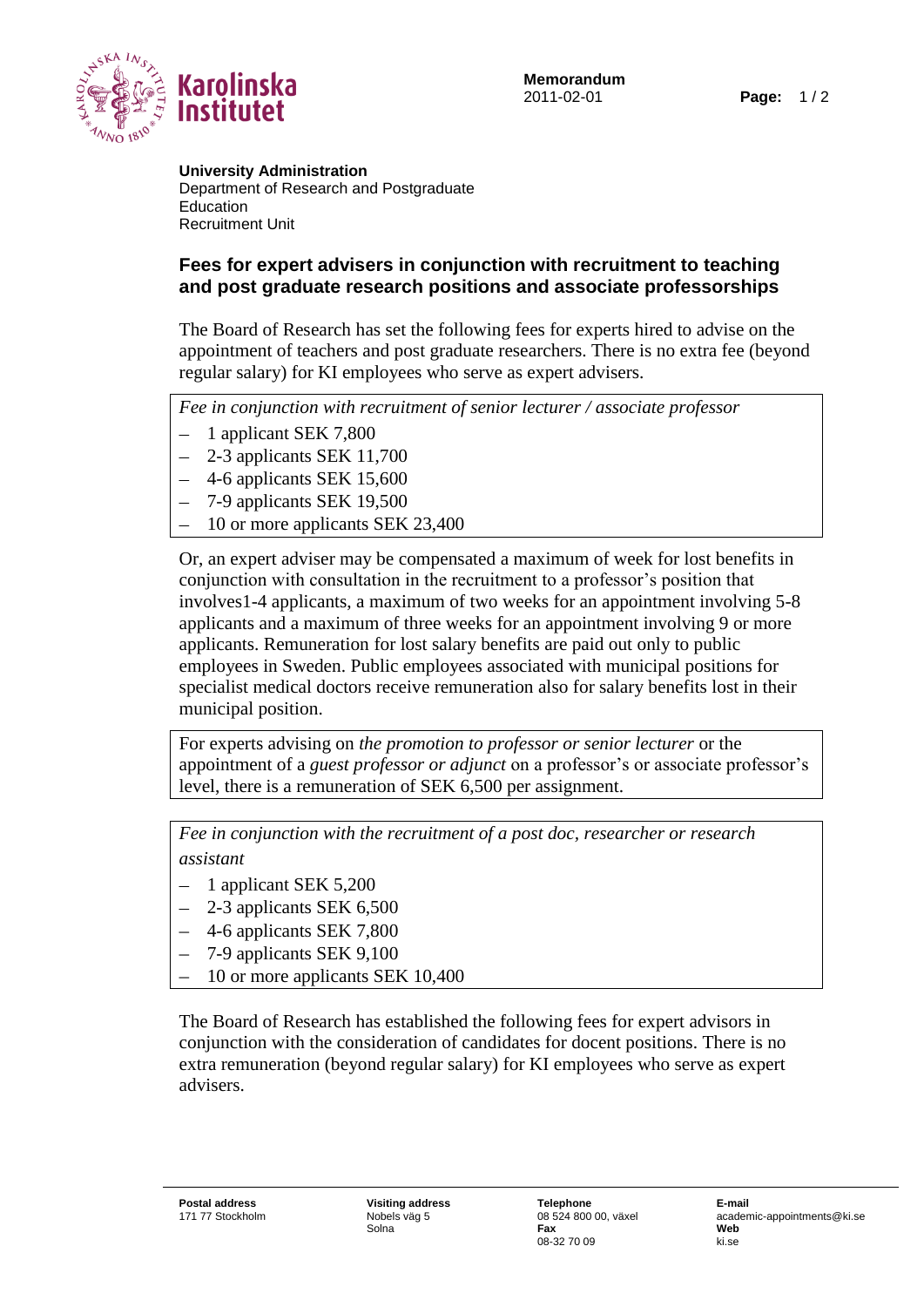**Memorandum**
2011-02-01

**University Administration**
Department of Research and Postgraduate Education
Recruitment Unit

## Fees for expert advisers in conjunction with recruitment to teaching and post graduate research positions and associate professorships

The Board of Research has set the following fees for experts hired to advise on the appointment of teachers and post graduate researchers. There is no extra fee (beyond regular salary) for KI employees who serve as expert advisers.

*Fee in conjunction with recruitment of senior lecturer / associate professor*

- 1 applicant SEK 7,800
- 2-3 applicants SEK 11,700
- 4-6 applicants SEK 15,600
- 7-9 applicants SEK 19,500
- 10 or more applicants SEK 23,400

Or, an expert adviser may be compensated a maximum of week for lost benefits in conjunction with consultation in the recruitment to a professor's position that involves1-4 applicants, a maximum of two weeks for an appointment involving 5-8 applicants and a maximum of three weeks for an appointment involving 9 or more applicants. Remuneration for lost salary benefits are paid out only to public employees in Sweden. Public employees associated with municipal positions for specialist medical doctors receive remuneration also for salary benefits lost in their municipal position.

For experts advising on *the promotion to professor or senior lecturer* or the appointment of a *guest professor or adjunct* on a professor's or associate professor's level, there is a remuneration of SEK 6,500 per assignment.

*Fee in conjunction with the recruitment of a post doc, researcher or research assistant*

- 1 applicant SEK 5,200
- 2-3 applicants SEK 6,500
- 4-6 applicants SEK 7,800
- 7-9 applicants SEK 9,100
- 10 or more applicants SEK 10,400

The Board of Research has established the following fees for expert advisors in conjunction with the consideration of candidates for docent positions. There is no extra remuneration (beyond regular salary) for KI employees who serve as expert advisers.

**Postal address**
171 77 Stockholm

**Visiting address**
Nobels väg 5
Solna

**Telephone**
08 524 800 00, växel
**Fax**
08-32 70 09

**E-mail**
academic-appointments@ki.se
**Web**
ki.se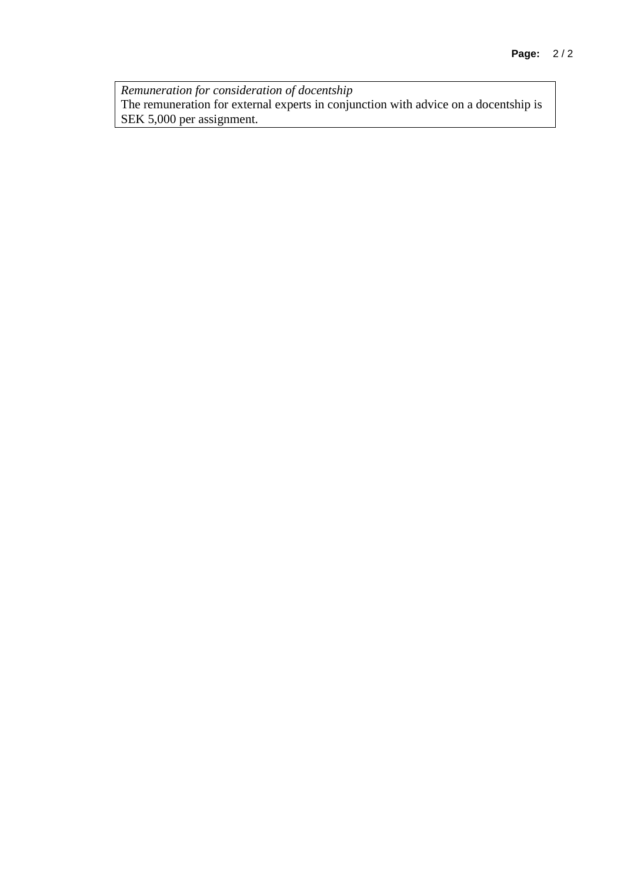*Remuneration for consideration of docentship*
The remuneration for external experts in conjunction with advice on a docentship is SEK 5,000 per assignment.